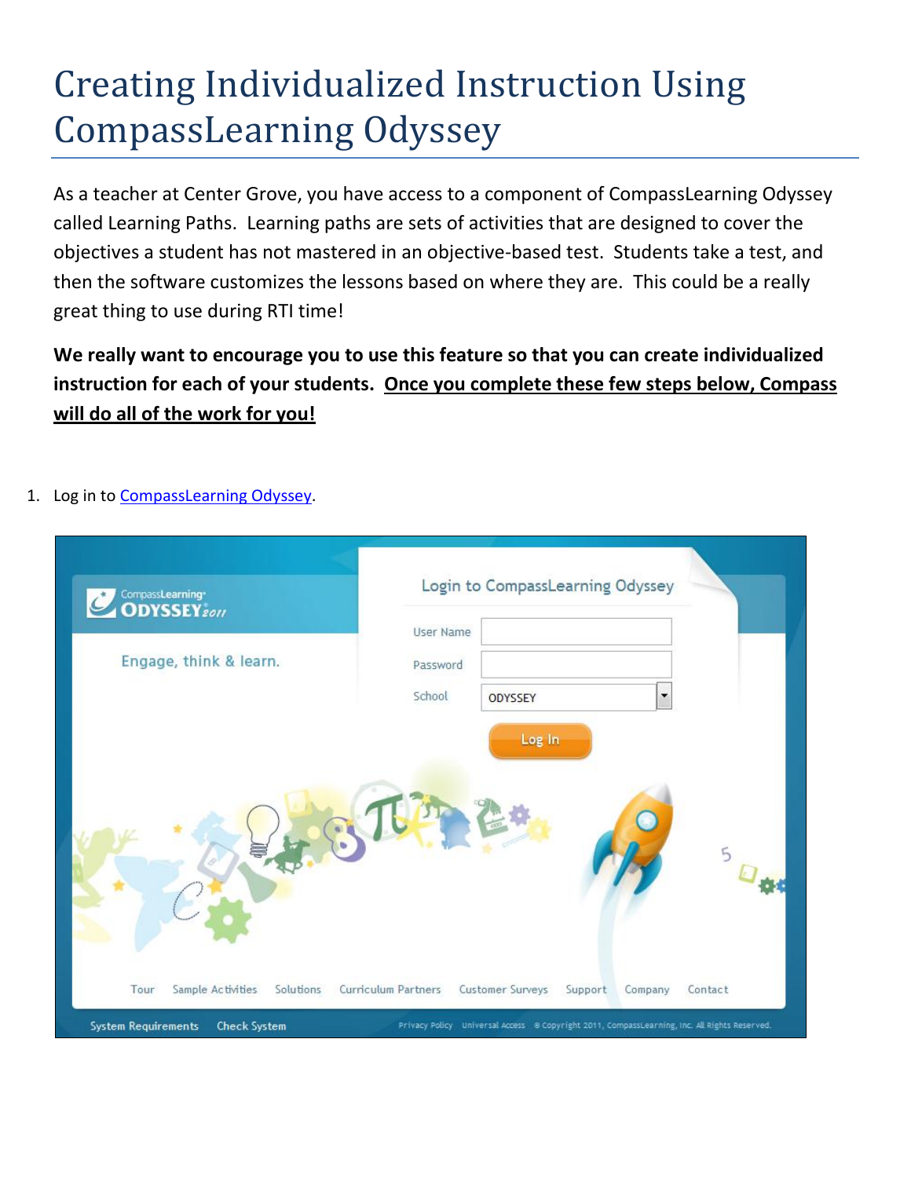# Creating Individualized Instruction Using CompassLearning Odyssey

As a teacher at Center Grove, you have access to a component of CompassLearning Odyssey called Learning Paths. Learning paths are sets of activities that are designed to cover the objectives a student has not mastered in an objective-based test. Students take a test, and then the software customizes the lessons based on where they are. This could be a really great thing to use during RTI time!

**We really want to encourage you to use this feature so that you can create individualized instruction for each of your students. <u>Once you complete these few steps below, Compass will do all of the work for you!</u>**

1. Log in to [CompassLearning Odyssey](CompassLearning Odyssey).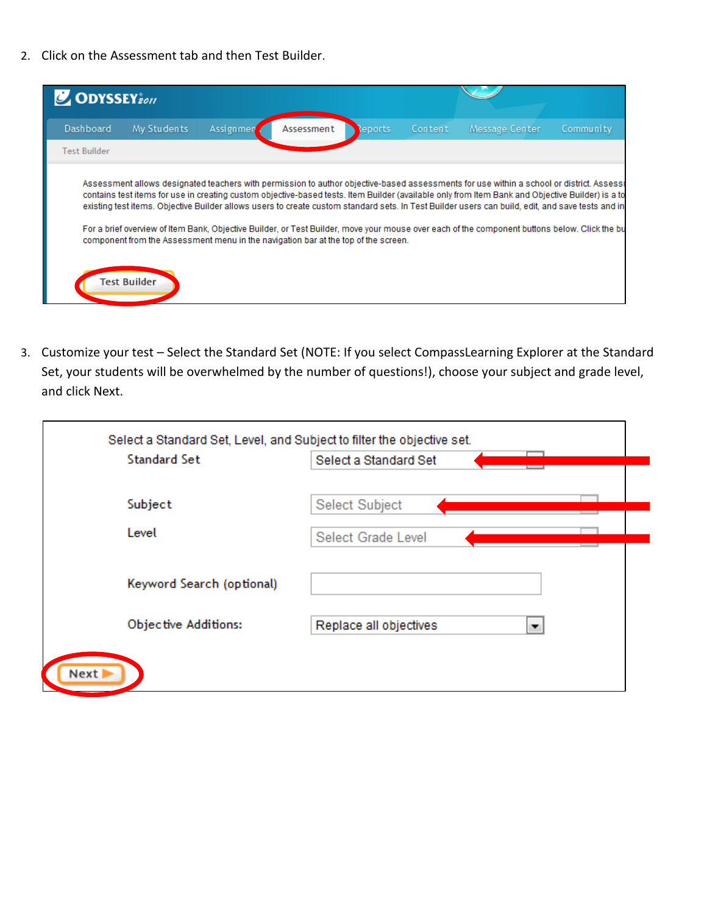2. Click on the Assessment tab and then Test Builder.

3. Customize your test – Select the Standard Set (NOTE: If you select CompassLearning Explorer at the Standard Set, your students will be overwhelmed by the number of questions!), choose your subject and grade level, and click Next.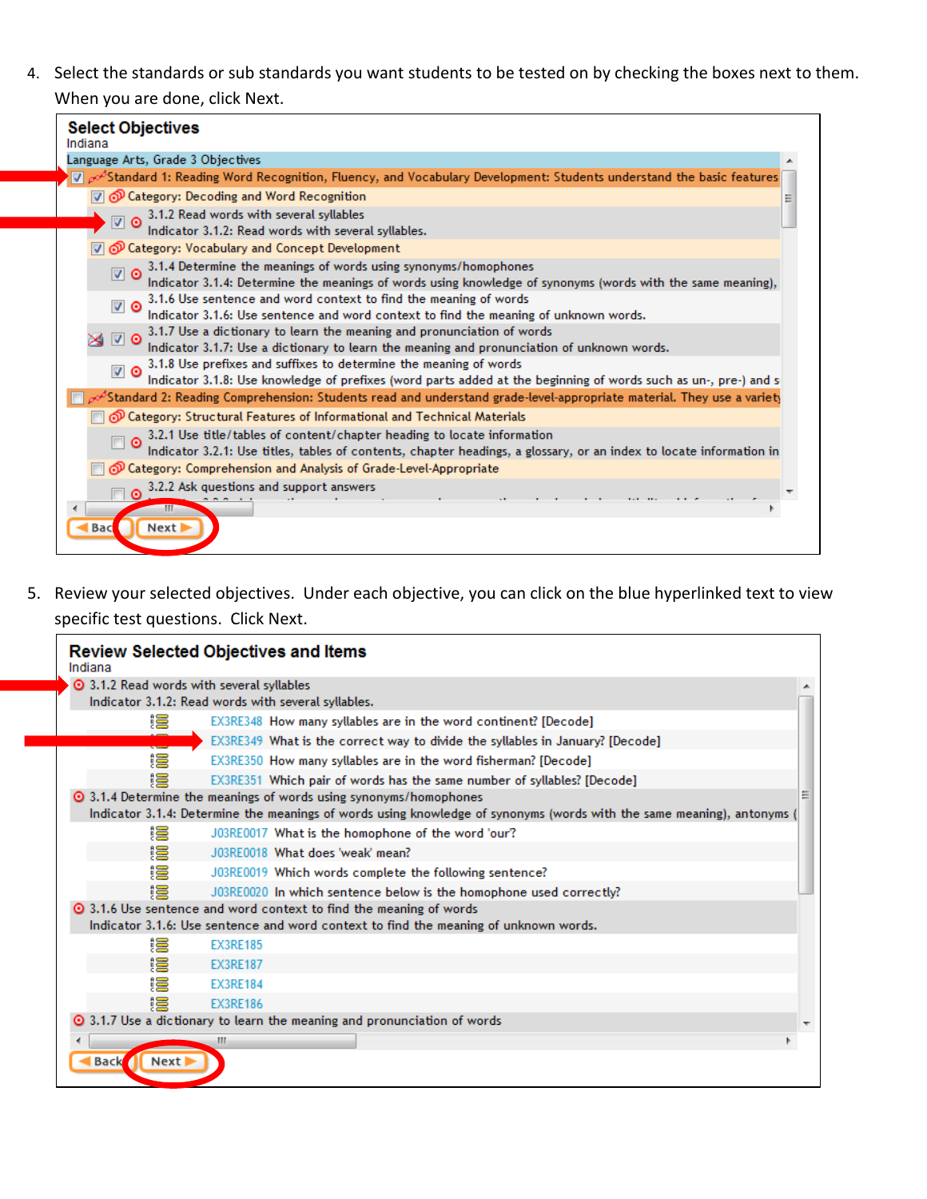4. Select the standards or sub standards you want students to be tested on by checking the boxes next to them. When you are done, click Next.

**Select Objectives**
Indiana

Language Arts, Grade 3 Objectives

- [x] Standard 1: Reading Word Recognition, Fluency, and Vocabulary Development: Students understand the basic features
  - [x] Category: Decoding and Word Recognition
    - [x] 3.1.2 Read words with several syllables
      Indicator 3.1.2: Read words with several syllables.
  - [x] Category: Vocabulary and Concept Development
    - [x] 3.1.4 Determine the meanings of words using synonyms/homophones
      Indicator 3.1.4: Determine the meanings of words using knowledge of synonyms (words with the same meaning),
    - [x] 3.1.6 Use sentence and word context to find the meaning of words
      Indicator 3.1.6: Use sentence and word context to find the meaning of unknown words.
    - [x] 3.1.7 Use a dictionary to learn the meaning and pronunciation of words
      Indicator 3.1.7: Use a dictionary to learn the meaning and pronunciation of unknown words.
    - [x] 3.1.8 Use prefixes and suffixes to determine the meaning of words
      Indicator 3.1.8: Use knowledge of prefixes (word parts added at the beginning of words such as un-, pre-) and s
- [ ] Standard 2: Reading Comprehension: Students read and understand grade-level-appropriate material. They use a variety
  - [ ] Category: Structural Features of Informational and Technical Materials
    - [ ] 3.2.1 Use title/tables of content/chapter heading to locate information
      Indicator 3.2.1: Use titles, tables of contents, chapter headings, a glossary, or an index to locate information in
  - [ ] Category: Comprehension and Analysis of Grade-Level-Appropriate
    - [ ] 3.2.2 Ask questions and support answers

Back | Next

5. Review your selected objectives. Under each objective, you can click on the blue hyperlinked text to view specific test questions. Click Next.

**Review Selected Objectives and Items**
Indiana

3.1.2 Read words with several syllables
Indicator 3.1.2: Read words with several syllables.

- EX3RE348 How many syllables are in the word continent? [Decode]
- EX3RE349 What is the correct way to divide the syllables in January? [Decode]
- EX3RE350 How many syllables are in the word fisherman? [Decode]
- EX3RE351 Which pair of words has the same number of syllables? [Decode]

3.1.4 Determine the meanings of words using synonyms/homophones
Indicator 3.1.4: Determine the meanings of words using knowledge of synonyms (words with the same meaning), antonyms (

- J03RE0017 What is the homophone of the word 'our'?
- J03RE0018 What does 'weak' mean?
- J03RE0019 Which words complete the following sentence?
- J03RE0020 In which sentence below is the homophone used correctly?

3.1.6 Use sentence and word context to find the meaning of words
Indicator 3.1.6: Use sentence and word context to find the meaning of unknown words.

- EX3RE185
- EX3RE187
- EX3RE184
- EX3RE186

3.1.7 Use a dictionary to learn the meaning and pronunciation of words

Back | Next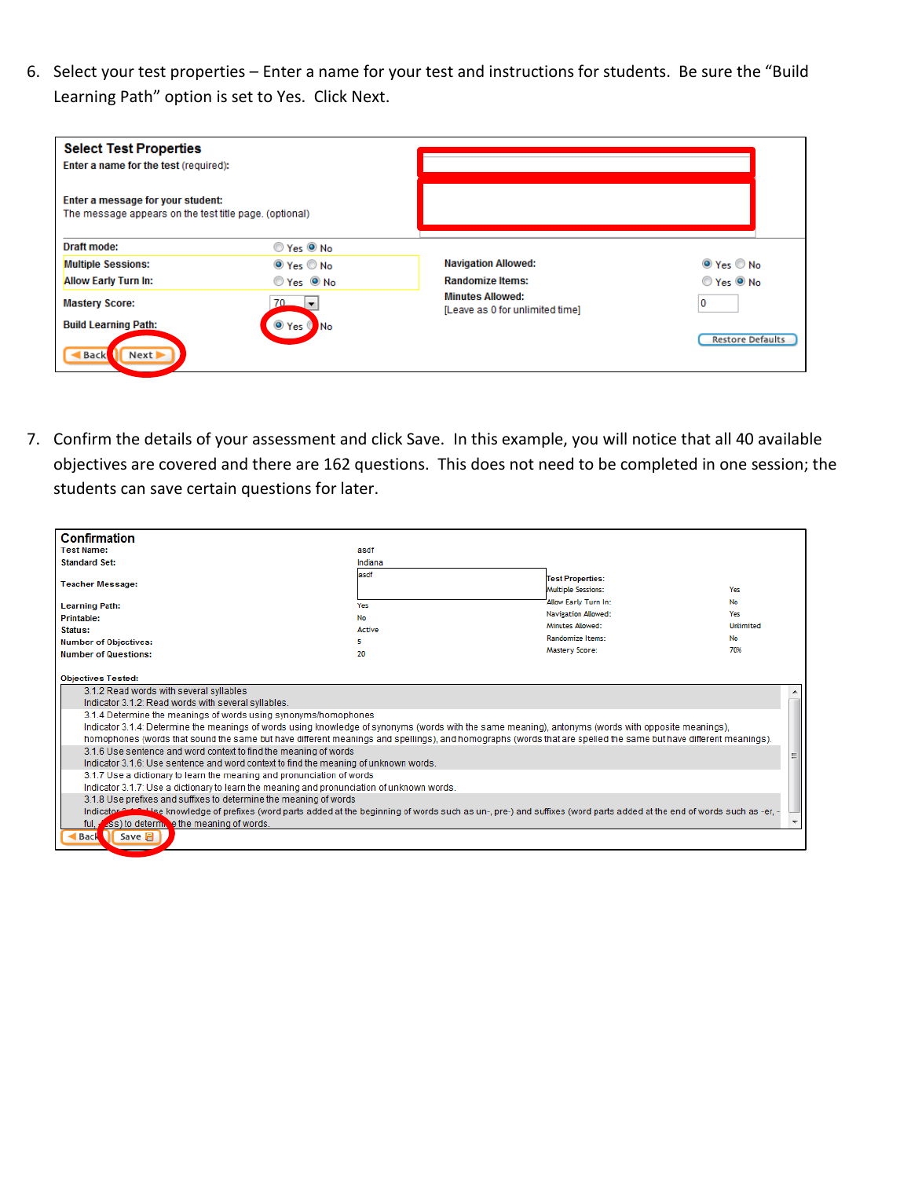6. Select your test properties – Enter a name for your test and instructions for students. Be sure the "Build Learning Path" option is set to Yes. Click Next.

**Select Test Properties**

**Enter a name for the test** (required):

**Enter a message for your student:**
The message appears on the test title page. (optional)

| | | | |
|---|---|---|---|
| **Draft mode:** | Yes / ◉ No | | |
| **Multiple Sessions:** | ◉ Yes / No | **Navigation Allowed:** | ◉ Yes / No |
| **Allow Early Turn In:** | Yes / ◉ No | **Randomize Items:** | Yes / ◉ No |
| **Mastery Score:** | 70 | **Minutes Allowed:** [Leave as 0 for unlimited time] | 0 |
| **Build Learning Path:** | ◉ Yes / No | | |

Back | Next | Restore Defaults

7. Confirm the details of your assessment and click Save. In this example, you will notice that all 40 available objectives are covered and there are 162 questions. This does not need to be completed in one session; the students can save certain questions for later.

**Confirmation**

| | |
|---|---|
| **Test Name:** | asdf |
| **Standard Set:** | Indiana |
| **Teacher Message:** | ascf |
| **Learning Path:** | Yes |
| **Printable:** | No |
| **Status:** | Active |
| **Number of Objectives:** | 5 |
| **Number of Questions:** | 20 |

**Test Properties:**

| | |
|---|---|
| Multiple Sessions: | Yes |
| Allow Early Turn In: | No |
| Navigation Allowed: | Yes |
| Minutes Allowed: | Unlimited |
| Randomize Items: | No |
| Mastery Score: | 70% |

**Objectives Tested:**

3.1.2 Read words with several syllables
Indicator 3.1.2: Read words with several syllables.
3.1.4 Determine the meanings of words using synonyms/homophones
Indicator 3.1.4: Determine the meanings of words using knowledge of synonyms (words with the same meaning), antonyms (words with opposite meanings), homophones (words that sound the same but have different meanings and spellings), and homographs (words that are spelled the same but have different meanings).
3.1.6 Use sentence and word context to find the meaning of words
Indicator 3.1.6: Use sentence and word context to find the meaning of unknown words.
3.1.7 Use a dictionary to learn the meaning and pronunciation of words
Indicator 3.1.7: Use a dictionary to learn the meaning and pronunciation of unknown words.
3.1.8 Use prefixes and suffixes to determine the meaning of words
Indicator 3.1.8: Use knowledge of prefixes (word parts added at the beginning of words such as un-, pre-) and suffixes (word parts added at the end of words such as -er, -ful, -less) to determine the meaning of words.

Back | Save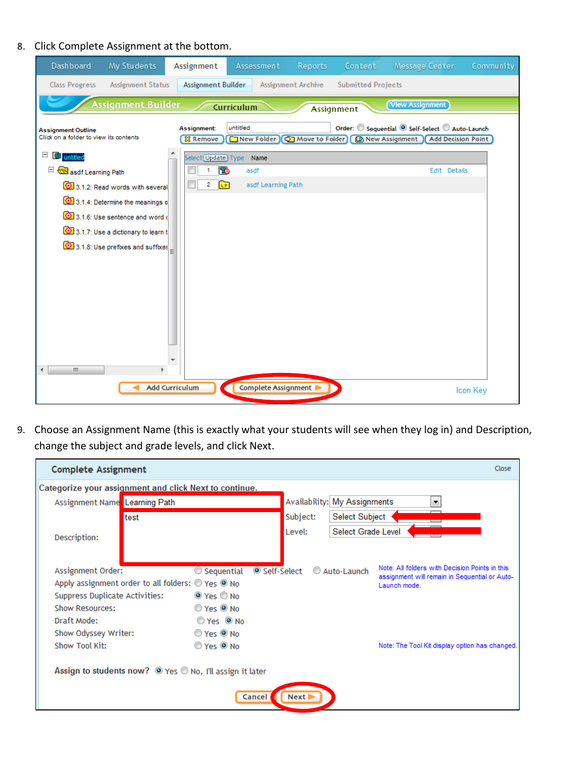8. Click Complete Assignment at the bottom.

9. Choose an Assignment Name (this is exactly what your students will see when they log in) and Description, change the subject and grade levels, and click Next.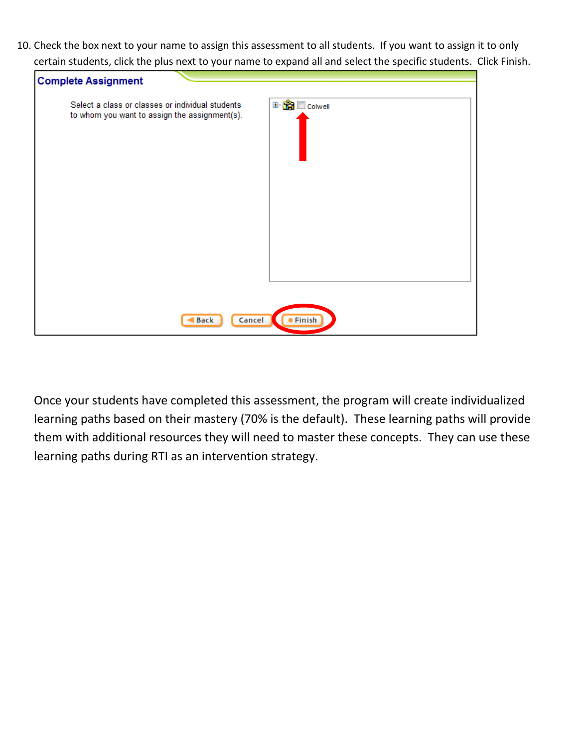10. Check the box next to your name to assign this assessment to all students. If you want to assign it to only certain students, click the plus next to your name to expand all and select the specific students. Click Finish.

Once your students have completed this assessment, the program will create individualized learning paths based on their mastery (70% is the default). These learning paths will provide them with additional resources they will need to master these concepts. They can use these learning paths during RTI as an intervention strategy.